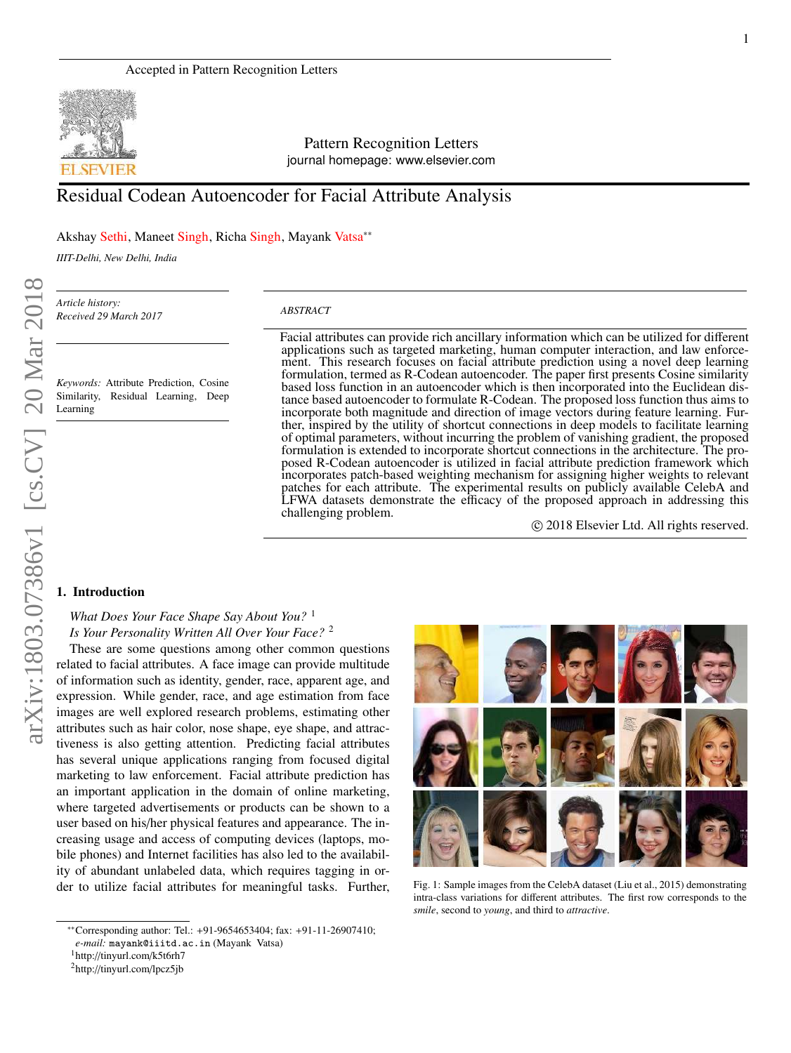Accepted in Pattern Recognition Letters

Pattern Recognition Letters
journal homepage: www.elsevier.com

# Residual Codean Autoencoder for Facial Attribute Analysis

Akshay Sethi, Maneet Singh, Richa Singh, Mayank Vatsa[**]

*IIIT-Delhi, New Delhi, India*

*Article history:*
*Received 29 March 2017*

*Keywords:* Attribute Prediction, Cosine Similarity, Residual Learning, Deep Learning

## ABSTRACT

Facial attributes can provide rich ancillary information which can be utilized for different applications such as targeted marketing, human computer interaction, and law enforcement. This research focuses on facial attribute prediction using a novel deep learning formulation, termed as R-Codean autoencoder. The paper first presents Cosine similarity based loss function in an autoencoder which is then incorporated into the Euclidean distance based autoencoder to formulate R-Codean. The proposed loss function thus aims to incorporate both magnitude and direction of image vectors during feature learning. Further, inspired by the utility of shortcut connections in deep models to facilitate learning of optimal parameters, without incurring the problem of vanishing gradient, the proposed formulation is extended to incorporate shortcut connections in the architecture. The proposed R-Codean autoencoder is utilized in facial attribute prediction framework which incorporates patch-based weighting mechanism for assigning higher weights to relevant patches for each attribute. The experimental results on publicly available CelebA and LFWA datasets demonstrate the efficacy of the proposed approach in addressing this challenging problem.

© 2018 Elsevier Ltd. All rights reserved.

## 1. Introduction

*What Does Your Face Shape Say About You?* [1]
*Is Your Personality Written All Over Your Face?* [2]

These are some questions among other common questions related to facial attributes. A face image can provide multitude of information such as identity, gender, race, apparent age, and expression. While gender, race, and age estimation from face images are well explored research problems, estimating other attributes such as hair color, nose shape, eye shape, and attractiveness is also getting attention. Predicting facial attributes has several unique applications ranging from focused digital marketing to law enforcement. Facial attribute prediction has an important application in the domain of online marketing, where targeted advertisements or products can be shown to a user based on his/her physical features and appearance. The increasing usage and access of computing devices (laptops, mobile phones) and Internet facilities has also led to the availability of abundant unlabeled data, which requires tagging in order to utilize facial attributes for meaningful tasks. Further,

Fig. 1: Sample images from the CelebA dataset (Liu et al., 2015) demonstrating intra-class variations for different attributes. The first row corresponds to the *smile*, second to *young*, and third to *attractive*.

[**]Corresponding author: Tel.: +91-9654653404; fax: +91-11-26907410; *e-mail:* mayank@iiitd.ac.in (Mayank Vatsa)

[1]http://tinyurl.com/k5t6rh7

[2]http://tinyurl.com/lpcz5jb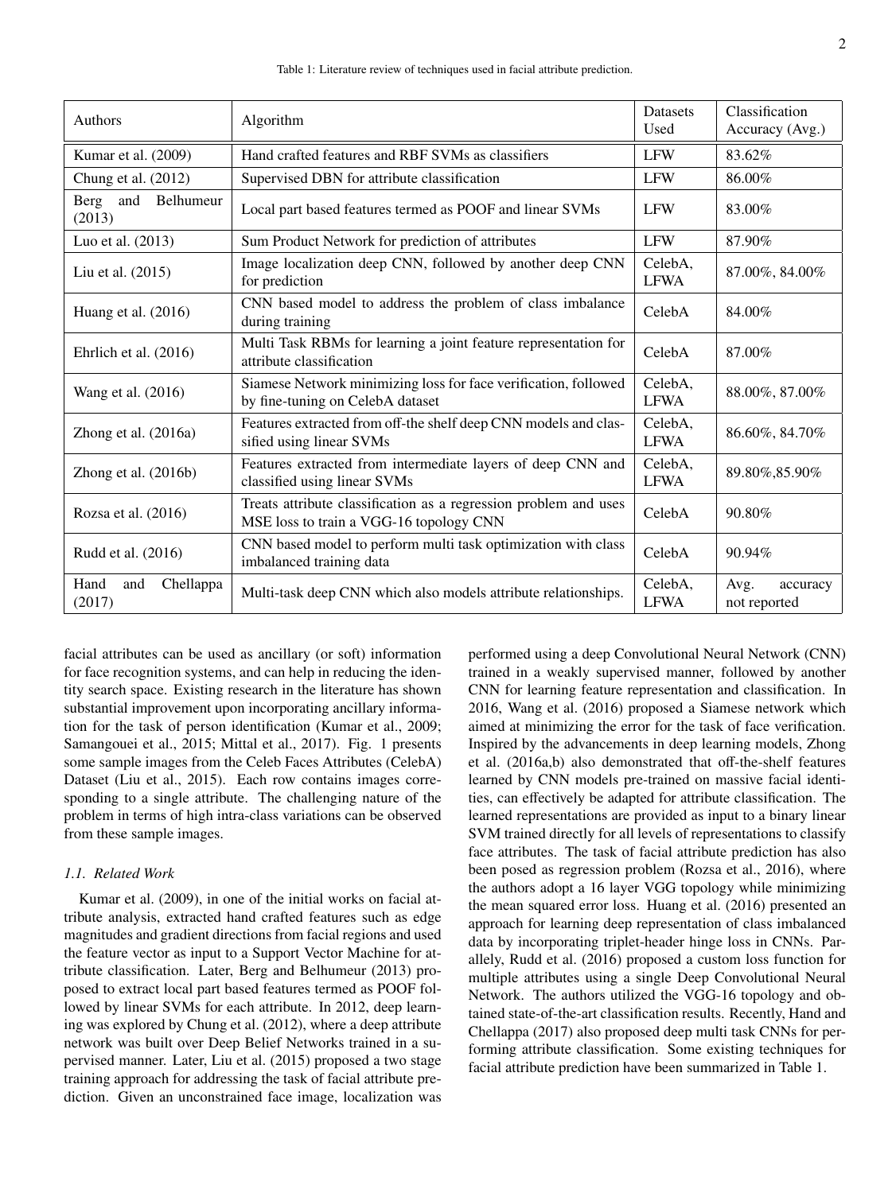Table 1: Literature review of techniques used in facial attribute prediction.

| Authors | Algorithm | Datasets Used | Classification Accuracy (Avg.) |
|---|---|---|---|
| Kumar et al. (2009) | Hand crafted features and RBF SVMs as classifiers | LFW | 83.62% |
| Chung et al. (2012) | Supervised DBN for attribute classification | LFW | 86.00% |
| Berg and Belhumeur (2013) | Local part based features termed as POOF and linear SVMs | LFW | 83.00% |
| Luo et al. (2013) | Sum Product Network for prediction of attributes | LFW | 87.90% |
| Liu et al. (2015) | Image localization deep CNN, followed by another deep CNN for prediction | CelebA, LFWA | 87.00%, 84.00% |
| Huang et al. (2016) | CNN based model to address the problem of class imbalance during training | CelebA | 84.00% |
| Ehrlich et al. (2016) | Multi Task RBMs for learning a joint feature representation for attribute classification | CelebA | 87.00% |
| Wang et al. (2016) | Siamese Network minimizing loss for face verification, followed by fine-tuning on CelebA dataset | CelebA, LFWA | 88.00%, 87.00% |
| Zhong et al. (2016a) | Features extracted from off-the shelf deep CNN models and classified using linear SVMs | CelebA, LFWA | 86.60%, 84.70% |
| Zhong et al. (2016b) | Features extracted from intermediate layers of deep CNN and classified using linear SVMs | CelebA, LFWA | 89.80%,85.90% |
| Rozsa et al. (2016) | Treats attribute classification as a regression problem and uses MSE loss to train a VGG-16 topology CNN | CelebA | 90.80% |
| Rudd et al. (2016) | CNN based model to perform multi task optimization with class imbalanced training data | CelebA | 90.94% |
| Hand and Chellappa (2017) | Multi-task deep CNN which also models attribute relationships. | CelebA, LFWA | Avg. accuracy not reported |

facial attributes can be used as ancillary (or soft) information for face recognition systems, and can help in reducing the identity search space. Existing research in the literature has shown substantial improvement upon incorporating ancillary information for the task of person identification (Kumar et al., 2009; Samangouei et al., 2015; Mittal et al., 2017). Fig. 1 presents some sample images from the Celeb Faces Attributes (CelebA) Dataset (Liu et al., 2015). Each row contains images corresponding to a single attribute. The challenging nature of the problem in terms of high intra-class variations can be observed from these sample images.

### *1.1. Related Work*

Kumar et al. (2009), in one of the initial works on facial attribute analysis, extracted hand crafted features such as edge magnitudes and gradient directions from facial regions and used the feature vector as input to a Support Vector Machine for attribute classification. Later, Berg and Belhumeur (2013) proposed to extract local part based features termed as POOF followed by linear SVMs for each attribute. In 2012, deep learning was explored by Chung et al. (2012), where a deep attribute network was built over Deep Belief Networks trained in a supervised manner. Later, Liu et al. (2015) proposed a two stage training approach for addressing the task of facial attribute prediction. Given an unconstrained face image, localization was performed using a deep Convolutional Neural Network (CNN) trained in a weakly supervised manner, followed by another CNN for learning feature representation and classification. In 2016, Wang et al. (2016) proposed a Siamese network which aimed at minimizing the error for the task of face verification. Inspired by the advancements in deep learning models, Zhong et al. (2016a,b) also demonstrated that off-the-shelf features learned by CNN models pre-trained on massive facial identities, can effectively be adapted for attribute classification. The learned representations are provided as input to a binary linear SVM trained directly for all levels of representations to classify face attributes. The task of facial attribute prediction has also been posed as regression problem (Rozsa et al., 2016), where the authors adopt a 16 layer VGG topology while minimizing the mean squared error loss. Huang et al. (2016) presented an approach for learning deep representation of class imbalanced data by incorporating triplet-header hinge loss in CNNs. Parallely, Rudd et al. (2016) proposed a custom loss function for multiple attributes using a single Deep Convolutional Neural Network. The authors utilized the VGG-16 topology and obtained state-of-the-art classification results. Recently, Hand and Chellappa (2017) also proposed deep multi task CNNs for performing attribute classification. Some existing techniques for facial attribute prediction have been summarized in Table 1.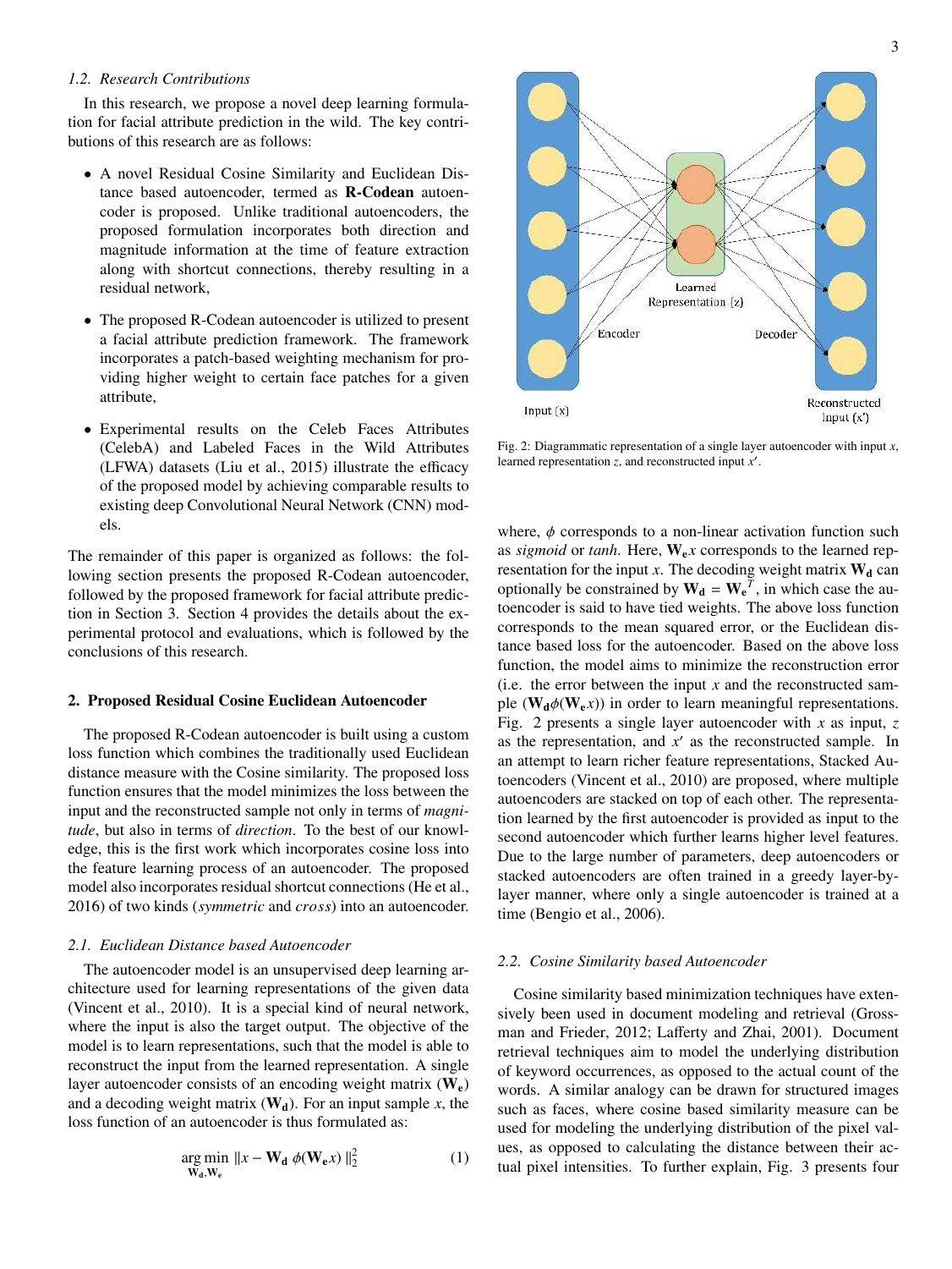### 1.2. Research Contributions

In this research, we propose a novel deep learning formulation for facial attribute prediction in the wild. The key contributions of this research are as follows:

- A novel Residual Cosine Similarity and Euclidean Distance based autoencoder, termed as **R-Codean** autoencoder is proposed. Unlike traditional autoencoders, the proposed formulation incorporates both direction and magnitude information at the time of feature extraction along with shortcut connections, thereby resulting in a residual network,
- The proposed R-Codean autoencoder is utilized to present a facial attribute prediction framework. The framework incorporates a patch-based weighting mechanism for providing higher weight to certain face patches for a given attribute,
- Experimental results on the Celeb Faces Attributes (CelebA) and Labeled Faces in the Wild Attributes (LFWA) datasets (Liu et al., 2015) illustrate the efficacy of the proposed model by achieving comparable results to existing deep Convolutional Neural Network (CNN) models.

The remainder of this paper is organized as follows: the following section presents the proposed R-Codean autoencoder, followed by the proposed framework for facial attribute prediction in Section 3. Section 4 provides the details about the experimental protocol and evaluations, which is followed by the conclusions of this research.

## 2. Proposed Residual Cosine Euclidean Autoencoder

The proposed R-Codean autoencoder is built using a custom loss function which combines the traditionally used Euclidean distance measure with the Cosine similarity. The proposed loss function ensures that the model minimizes the loss between the input and the reconstructed sample not only in terms of *magnitude*, but also in terms of *direction*. To the best of our knowledge, this is the first work which incorporates cosine loss into the feature learning process of an autoencoder. The proposed model also incorporates residual shortcut connections (He et al., 2016) of two kinds (*symmetric* and *cross*) into an autoencoder.

### 2.1. Euclidean Distance based Autoencoder

The autoencoder model is an unsupervised deep learning architecture used for learning representations of the given data (Vincent et al., 2010). It is a special kind of neural network, where the input is also the target output. The objective of the model is to learn representations, such that the model is able to reconstruct the input from the learned representation. A single layer autoencoder consists of an encoding weight matrix ($\mathbf{W_e}$) and a decoding weight matrix ($\mathbf{W_d}$). For an input sample $x$, the loss function of an autoencoder is thus formulated as:

$$\underset{\mathbf{W_d}, \mathbf{W_e}}{\arg\min} \; \| x - \mathbf{W_d} \; \phi(\mathbf{W_e} x) \|_2^2 \tag{1}$$

Input $(x)$ — Encoder — Learned Representation $(z)$ — Decoder — Reconstructed Input $(x')$

Fig. 2: Diagrammatic representation of a single layer autoencoder with input $x$, learned representation $z$, and reconstructed input $x'$.

where, $\phi$ corresponds to a non-linear activation function such as *sigmoid* or *tanh*. Here, $\mathbf{W_e}x$ corresponds to the learned representation for the input $x$. The decoding weight matrix $\mathbf{W_d}$ can optionally be constrained by $\mathbf{W_d} = \mathbf{W_e}^T$, in which case the autoencoder is said to have tied weights. The above loss function corresponds to the mean squared error, or the Euclidean distance based loss for the autoencoder. Based on the above loss function, the model aims to minimize the reconstruction error (i.e. the error between the input $x$ and the reconstructed sample ($\mathbf{W_d}\phi(\mathbf{W_e}x)$) in order to learn meaningful representations. Fig. 2 presents a single layer autoencoder with $x$ as input, $z$ as the representation, and $x'$ as the reconstructed sample. In an attempt to learn richer feature representations, Stacked Autoencoders (Vincent et al., 2010) are proposed, where multiple autoencoders are stacked on top of each other. The representation learned by the first autoencoder is provided as input to the second autoencoder which further learns higher level features. Due to the large number of parameters, deep autoencoders or stacked autoencoders are often trained in a greedy layer-by-layer manner, where only a single autoencoder is trained at a time (Bengio et al., 2006).

### 2.2. Cosine Similarity based Autoencoder

Cosine similarity based minimization techniques have extensively been used in document modeling and retrieval (Grossman and Frieder, 2012; Lafferty and Zhai, 2001). Document retrieval techniques aim to model the underlying distribution of keyword occurrences, as opposed to the actual count of the words. A similar analogy can be drawn for structured images such as faces, where cosine based similarity measure can be used for modeling the underlying distribution of the pixel values, as opposed to calculating the distance between their actual pixel intensities. To further explain, Fig. 3 presents four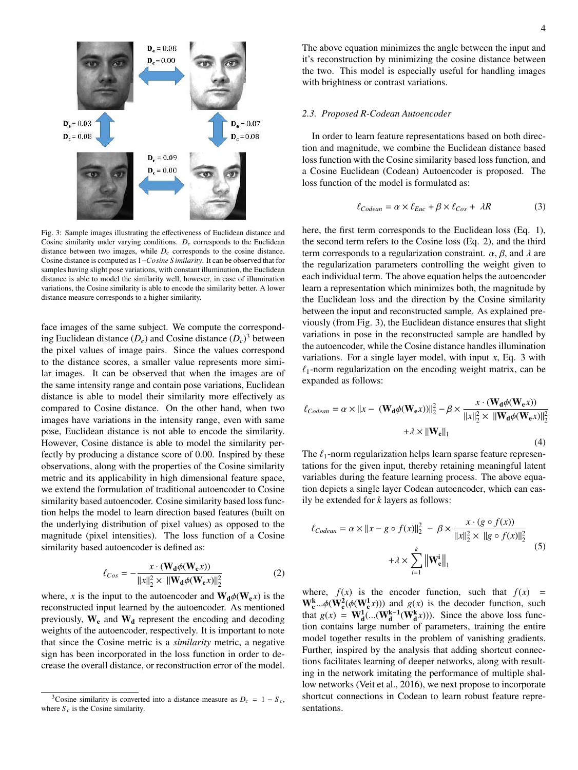Fig. 3: Sample images illustrating the effectiveness of Euclidean distance and Cosine similarity under varying conditions. $D_e$ corresponds to the Euclidean distance between two images, while $D_c$ corresponds to the cosine distance. Cosine distance is computed as $1-Cosine\ Similarity$. It can be observed that for samples having slight pose variations, with constant illumination, the Euclidean distance is able to model the similarity well, however, in case of illumination variations, the Cosine similarity is able to encode the similarity better. A lower distance measure corresponds to a higher similarity.

face images of the same subject. We compute the corresponding Euclidean distance ($D_e$) and Cosine distance ($D_c$)[3] between the pixel values of image pairs. Since the values correspond to the distance scores, a smaller value represents more similar images. It can be observed that when the images are of the same intensity range and contain pose variations, Euclidean distance is able to model their similarity more effectively as compared to Cosine distance. On the other hand, when two images have variations in the intensity range, even with same pose, Euclidean distance is not able to encode the similarity. However, Cosine distance is able to model the similarity perfectly by producing a distance score of 0.00. Inspired by these observations, along with the properties of the Cosine similarity metric and its applicability in high dimensional feature space, we extend the formulation of traditional autoencoder to Cosine similarity based autoencoder. Cosine similarity based loss function helps the model to learn direction based features (built on the underlying distribution of pixel values) as opposed to the magnitude (pixel intensities). The loss function of a Cosine similarity based autoencoder is defined as:

$$\ell_{Cos} = -\frac{x \cdot (\mathbf{W_d}\phi(\mathbf{W_e}x))}{||x||_2^2 \times ||\mathbf{W_d}\phi(\mathbf{W_e}x)||_2^2} \tag{2}$$

where, $x$ is the input to the autoencoder and $\mathbf{W_d}\phi(\mathbf{W_e}x)$ is the reconstructed input learned by the autoencoder. As mentioned previously, $\mathbf{W_e}$ and $\mathbf{W_d}$ represent the encoding and decoding weights of the autoencoder, respectively. It is important to note that since the Cosine metric is a *similarity* metric, a negative sign has been incorporated in the loss function in order to decrease the overall distance, or reconstruction error of the model.

[3] Cosine similarity is converted into a distance measure as $D_c = 1 - S_c$, where $S_c$ is the Cosine similarity.

The above equation minimizes the angle between the input and it's reconstruction by minimizing the cosine distance between the two. This model is especially useful for handling images with brightness or contrast variations.

### *2.3. Proposed R-Codean Autoencoder*

In order to learn feature representations based on both direction and magnitude, we combine the Euclidean distance based loss function with the Cosine similarity based loss function, and a Cosine Euclidean (Codean) Autoencoder is proposed. The loss function of the model is formulated as:

$$\ell_{Codean} = \alpha \times \ell_{Euc} + \beta \times \ell_{Cos} + \lambda R \tag{3}$$

here, the first term corresponds to the Euclidean loss (Eq. 1), the second term refers to the Cosine loss (Eq. 2), and the third term corresponds to a regularization constraint. $\alpha$, $\beta$, and $\lambda$ are the regularization parameters controlling the weight given to each individual term. The above equation helps the autoencoder learn a representation which minimizes both, the magnitude by the Euclidean loss and the direction by the Cosine similarity between the input and reconstructed sample. As explained previously (from Fig. 3), the Euclidean distance ensures that slight variations in pose in the reconstructed sample are handled by the autoencoder, while the Cosine distance handles illumination variations. For a single layer model, with input $x$, Eq. 3 with $\ell_1$-norm regularization on the encoding weight matrix, can be expanded as follows:

$$\ell_{Codean} = \alpha \times ||x - (\mathbf{W_d}\phi(\mathbf{W_e}x))||_2^2 - \beta \times \frac{x \cdot (\mathbf{W_d}\phi(\mathbf{W_e}x))}{||x||_2^2 \times ||\mathbf{W_d}\phi(\mathbf{W_e}x)||_2^2} + \lambda \times ||\mathbf{W_e}||_1 \tag{4}$$

The $\ell_1$-norm regularization helps learn sparse feature representations for the given input, thereby retaining meaningful latent variables during the feature learning process. The above equation depicts a single layer Codean autoencoder, which can easily be extended for $k$ layers as follows:

$$\ell_{Codean} = \alpha \times ||x - g \circ f(x)||_2^2 - \beta \times \frac{x \cdot (g \circ f(x))}{||x||_2^2 \times ||g \circ f(x)||_2^2} + \lambda \times \sum_{i=1}^{k} \left\|\mathbf{W_e^i}\right\|_1 \tag{5}$$

where, $f(x)$ is the encoder function, such that $f(x) = \mathbf{W_e^k}...\phi(\mathbf{W_e^2}(\phi(\mathbf{W_e^1}x)))$ and $g(x)$ is the decoder function, such that $g(x) = \mathbf{W_d^1}(...(\mathbf{W_d^{k-1}}(\mathbf{W_d^k}x)))$. Since the above loss function contains large number of parameters, training the entire model together results in the problem of vanishing gradients. Further, inspired by the analysis that adding shortcut connections facilitates learning of deeper networks, along with resulting in the network imitating the performance of multiple shallow networks (Veit et al., 2016), we next propose to incorporate shortcut connections in Codean to learn robust feature representations.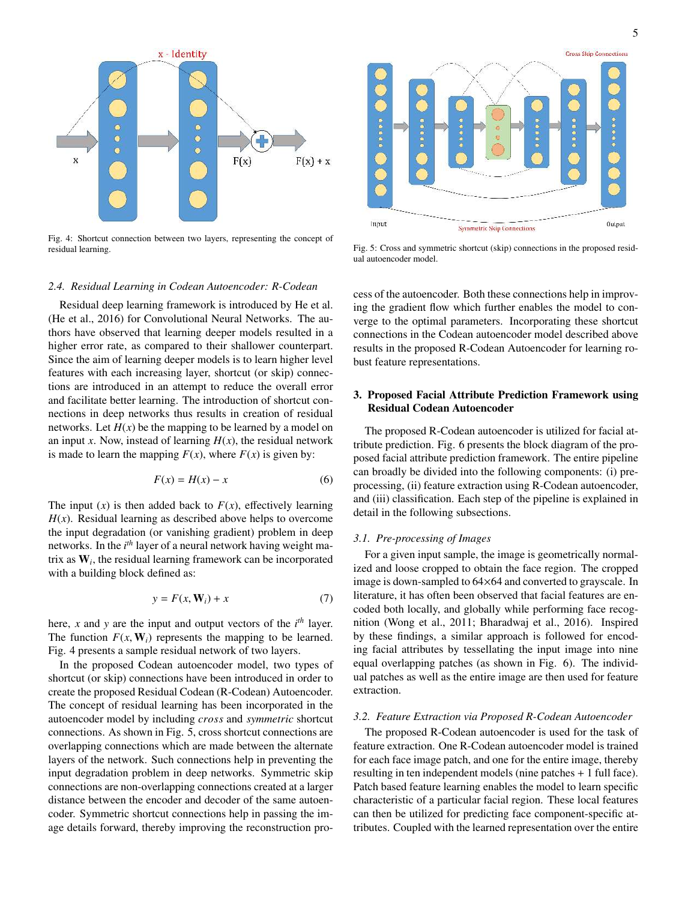Fig. 4: Shortcut connection between two layers, representing the concept of residual learning.

Fig. 5: Cross and symmetric shortcut (skip) connections in the proposed residual autoencoder model.

### 2.4. Residual Learning in Codean Autoencoder: R-Codean

Residual deep learning framework is introduced by He et al. (He et al., 2016) for Convolutional Neural Networks. The authors have observed that learning deeper models resulted in a higher error rate, as compared to their shallower counterpart. Since the aim of learning deeper models is to learn higher level features with each increasing layer, shortcut (or skip) connections are introduced in an attempt to reduce the overall error and facilitate better learning. The introduction of shortcut connections in deep networks thus results in creation of residual networks. Let $H(x)$ be the mapping to be learned by a model on an input $x$. Now, instead of learning $H(x)$, the residual network is made to learn the mapping $F(x)$, where $F(x)$ is given by:

$$F(x) = H(x) - x \tag{6}$$

The input ($x$) is then added back to $F(x)$, effectively learning $H(x)$. Residual learning as described above helps to overcome the input degradation (or vanishing gradient) problem in deep networks. In the $i^{th}$ layer of a neural network having weight matrix as $\mathbf{W}_i$, the residual learning framework can be incorporated with a building block defined as:

$$y = F(x, \mathbf{W}_i) + x \tag{7}$$

here, $x$ and $y$ are the input and output vectors of the $i^{th}$ layer. The function $F(x, \mathbf{W}_i)$ represents the mapping to be learned. Fig. 4 presents a sample residual network of two layers.

In the proposed Codean autoencoder model, two types of shortcut (or skip) connections have been introduced in order to create the proposed Residual Codean (R-Codean) Autoencoder. The concept of residual learning has been incorporated in the autoencoder model by including *cross* and *symmetric* shortcut connections. As shown in Fig. 5, cross shortcut connections are overlapping connections which are made between the alternate layers of the network. Such connections help in preventing the input degradation problem in deep networks. Symmetric skip connections are non-overlapping connections created at a larger distance between the encoder and decoder of the same autoencoder. Symmetric shortcut connections help in passing the image details forward, thereby improving the reconstruction process of the autoencoder. Both these connections help in improving the gradient flow which further enables the model to converge to the optimal parameters. Incorporating these shortcut connections in the Codean autoencoder model described above results in the proposed R-Codean Autoencoder for learning robust feature representations.

## 3. Proposed Facial Attribute Prediction Framework using Residual Codean Autoencoder

The proposed R-Codean autoencoder is utilized for facial attribute prediction. Fig. 6 presents the block diagram of the proposed facial attribute prediction framework. The entire pipeline can broadly be divided into the following components: (i) preprocessing, (ii) feature extraction using R-Codean autoencoder, and (iii) classification. Each step of the pipeline is explained in detail in the following subsections.

### 3.1. Pre-processing of Images

For a given input sample, the image is geometrically normalized and loose cropped to obtain the face region. The cropped image is down-sampled to 64×64 and converted to grayscale. In literature, it has often been observed that facial features are encoded both locally, and globally while performing face recognition (Wong et al., 2011; Bharadwaj et al., 2016). Inspired by these findings, a similar approach is followed for encoding facial attributes by tessellating the input image into nine equal overlapping patches (as shown in Fig. 6). The individual patches as well as the entire image are then used for feature extraction.

### 3.2. Feature Extraction via Proposed R-Codean Autoencoder

The proposed R-Codean autoencoder is used for the task of feature extraction. One R-Codean autoencoder model is trained for each face image patch, and one for the entire image, thereby resulting in ten independent models (nine patches + 1 full face). Patch based feature learning enables the model to learn specific characteristic of a particular facial region. These local features can then be utilized for predicting face component-specific attributes. Coupled with the learned representation over the entire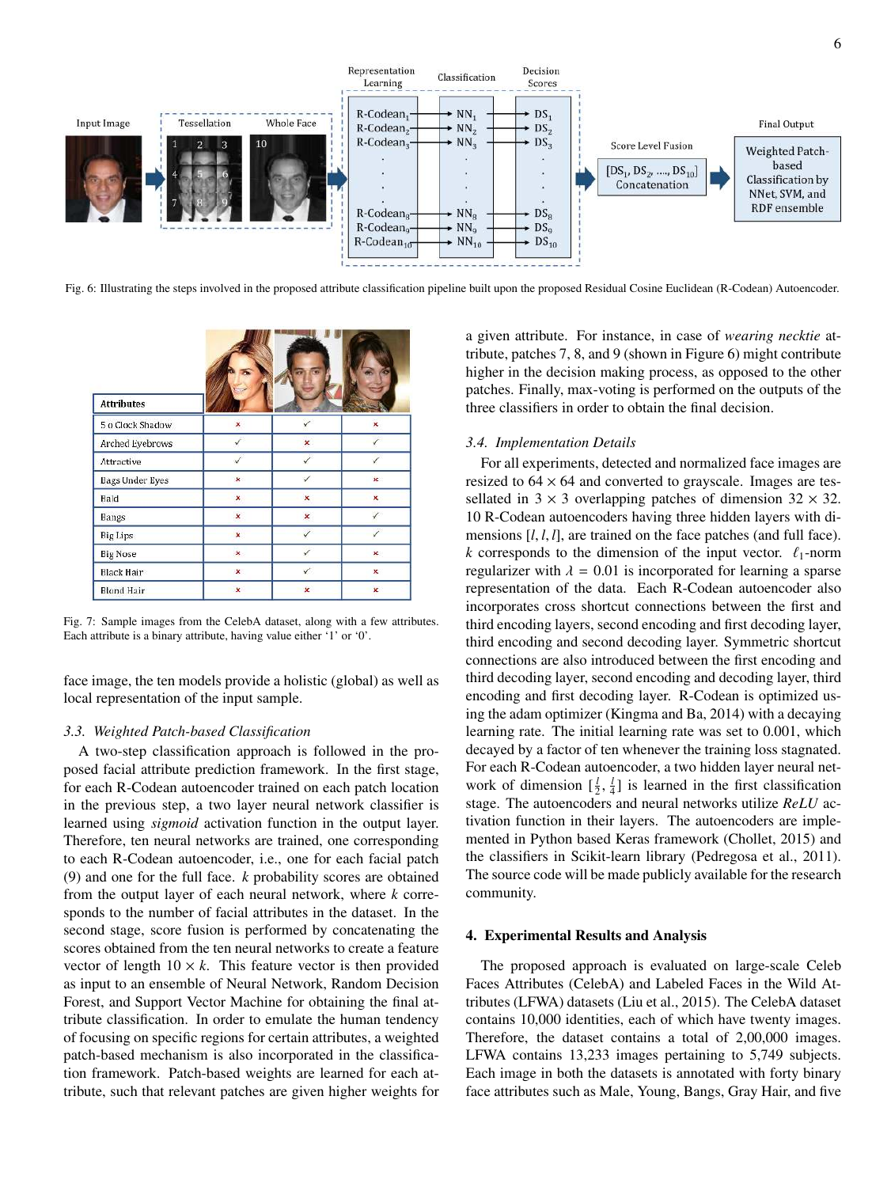Fig. 6: Illustrating the steps involved in the proposed attribute classification pipeline built upon the proposed Residual Cosine Euclidean (R-Codean) Autoencoder.

| Attributes | | | |
|---|---|---|---|
| 5 o Clock Shadow | × | ✓ | × |
| Arched Eyebrows | ✓ | × | ✓ |
| Attractive | ✓ | ✓ | ✓ |
| Bags Under Eyes | × | ✓ | × |
| Bald | × | × | × |
| Bangs | × | × | ✓ |
| Big Lips | × | ✓ | ✓ |
| Big Nose | × | ✓ | × |
| Black Hair | × | ✓ | × |
| Blond Hair | × | × | × |

Fig. 7: Sample images from the CelebA dataset, along with a few attributes. Each attribute is a binary attribute, having value either '1' or '0'.

face image, the ten models provide a holistic (global) as well as local representation of the input sample.

### 3.3. Weighted Patch-based Classification

A two-step classification approach is followed in the proposed facial attribute prediction framework. In the first stage, for each R-Codean autoencoder trained on each patch location in the previous step, a two layer neural network classifier is learned using *sigmoid* activation function in the output layer. Therefore, ten neural networks are trained, one corresponding to each R-Codean autoencoder, i.e., one for each facial patch (9) and one for the full face. $k$ probability scores are obtained from the output layer of each neural network, where $k$ corresponds to the number of facial attributes in the dataset. In the second stage, score fusion is performed by concatenating the scores obtained from the ten neural networks to create a feature vector of length $10 \times k$. This feature vector is then provided as input to an ensemble of Neural Network, Random Decision Forest, and Support Vector Machine for obtaining the final attribute classification. In order to emulate the human tendency of focusing on specific regions for certain attributes, a weighted patch-based mechanism is also incorporated in the classification framework. Patch-based weights are learned for each attribute, such that relevant patches are given higher weights for a given attribute. For instance, in case of *wearing necktie* attribute, patches 7, 8, and 9 (shown in Figure 6) might contribute higher in the decision making process, as opposed to the other patches. Finally, max-voting is performed on the outputs of the three classifiers in order to obtain the final decision.

### 3.4. Implementation Details

For all experiments, detected and normalized face images are resized to $64 \times 64$ and converted to grayscale. Images are tessellated in $3 \times 3$ overlapping patches of dimension $32 \times 32$. 10 R-Codean autoencoders having three hidden layers with dimensions $[l, l, l]$, are trained on the face patches (and full face). $k$ corresponds to the dimension of the input vector. $\ell_1$-norm regularizer with $\lambda = 0.01$ is incorporated for learning a sparse representation of the data. Each R-Codean autoencoder also incorporates cross shortcut connections between the first and third encoding layers, second encoding and first decoding layer, third encoding and second decoding layer. Symmetric shortcut connections are also introduced between the first encoding and third decoding layer, second encoding and decoding layer, third encoding and first decoding layer. R-Codean is optimized using the adam optimizer (Kingma and Ba, 2014) with a decaying learning rate. The initial learning rate was set to 0.001, which decayed by a factor of ten whenever the training loss stagnated. For each R-Codean autoencoder, a two hidden layer neural network of dimension $[\frac{l}{2}, \frac{l}{4}]$ is learned in the first classification stage. The autoencoders and neural networks utilize *ReLU* activation function in their layers. The autoencoders are implemented in Python based Keras framework (Chollet, 2015) and the classifiers in Scikit-learn library (Pedregosa et al., 2011). The source code will be made publicly available for the research community.

## 4. Experimental Results and Analysis

The proposed approach is evaluated on large-scale Celeb Faces Attributes (CelebA) and Labeled Faces in the Wild Attributes (LFWA) datasets (Liu et al., 2015). The CelebA dataset contains 10,000 identities, each of which have twenty images. Therefore, the dataset contains a total of 2,00,000 images. LFWA contains 13,233 images pertaining to 5,749 subjects. Each image in both the datasets is annotated with forty binary face attributes such as Male, Young, Bangs, Gray Hair, and five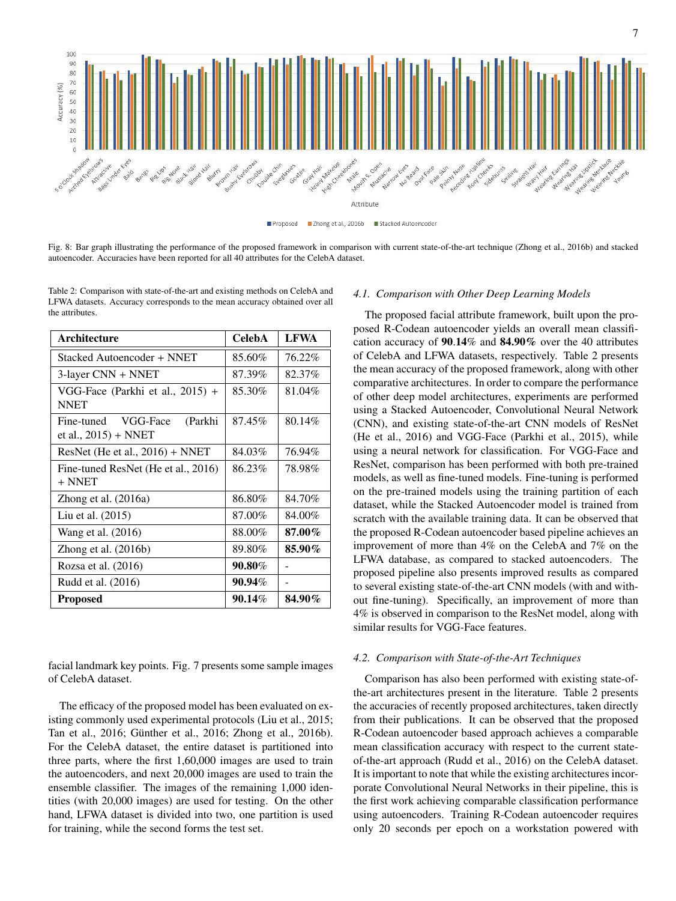Fig. 8: Bar graph illustrating the performance of the proposed framework in comparison with current state-of-the-art technique (Zhong et al., 2016b) and stacked autoencoder. Accuracies have been reported for all 40 attributes for the CelebA dataset.

Table 2: Comparison with state-of-the-art and existing methods on CelebA and LFWA datasets. Accuracy corresponds to the mean accuracy obtained over all the attributes.

| Architecture | CelebA | LFWA |
|---|---|---|
| Stacked Autoencoder + NNET | 85.60% | 76.22% |
| 3-layer CNN + NNET | 87.39% | 82.37% |
| VGG-Face (Parkhi et al., 2015) + NNET | 85.30% | 81.04% |
| Fine-tuned VGG-Face (Parkhi et al., 2015) + NNET | 87.45% | 80.14% |
| ResNet (He et al., 2016) + NNET | 84.03% | 76.94% |
| Fine-tuned ResNet (He et al., 2016) + NNET | 86.23% | 78.98% |
| Zhong et al. (2016a) | 86.80% | 84.70% |
| Liu et al. (2015) | 87.00% | 84.00% |
| Wang et al. (2016) | 88.00% | **87.00%** |
| Zhong et al. (2016b) | 89.80% | **85.90%** |
| Rozsa et al. (2016) | **90.80%** | - |
| Rudd et al. (2016) | **90.94%** | - |
| **Proposed** | **90.14%** | **84.90%** |

facial landmark key points. Fig. 7 presents some sample images of CelebA dataset.

The efficacy of the proposed model has been evaluated on existing commonly used experimental protocols (Liu et al., 2015; Tan et al., 2016; Günther et al., 2016; Zhong et al., 2016b). For the CelebA dataset, the entire dataset is partitioned into three parts, where the first 1,60,000 images are used to train the autoencoders, and next 20,000 images are used to train the ensemble classifier. The images of the remaining 1,000 identities (with 20,000 images) are used for testing. On the other hand, LFWA dataset is divided into two, one partition is used for training, while the second forms the test set.

### *4.1. Comparison with Other Deep Learning Models*

The proposed facial attribute framework, built upon the proposed R-Codean autoencoder yields an overall mean classification accuracy of **90.14%** and **84.90%** over the 40 attributes of CelebA and LFWA datasets, respectively. Table 2 presents the mean accuracy of the proposed framework, along with other comparative architectures. In order to compare the performance of other deep model architectures, experiments are performed using a Stacked Autoencoder, Convolutional Neural Network (CNN), and existing state-of-the-art CNN models of ResNet (He et al., 2016) and VGG-Face (Parkhi et al., 2015), while using a neural network for classification. For VGG-Face and ResNet, comparison has been performed with both pre-trained models, as well as fine-tuned models. Fine-tuning is performed on the pre-trained models using the training partition of each dataset, while the Stacked Autoencoder model is trained from scratch with the available training data. It can be observed that the proposed R-Codean autoencoder based pipeline achieves an improvement of more than 4% on the CelebA and 7% on the LFWA database, as compared to stacked autoencoders. The proposed pipeline also presents improved results as compared to several existing state-of-the-art CNN models (with and without fine-tuning). Specifically, an improvement of more than 4% is observed in comparison to the ResNet model, along with similar results for VGG-Face features.

### *4.2. Comparison with State-of-the-Art Techniques*

Comparison has also been performed with existing state-of-the-art architectures present in the literature. Table 2 presents the accuracies of recently proposed architectures, taken directly from their publications. It can be observed that the proposed R-Codean autoencoder based approach achieves a comparable mean classification accuracy with respect to the current state-of-the-art approach (Rudd et al., 2016) on the CelebA dataset. It is important to note that while the existing architectures incorporate Convolutional Neural Networks in their pipeline, this is the first work achieving comparable classification performance using autoencoders. Training R-Codean autoencoder requires only 20 seconds per epoch on a workstation powered with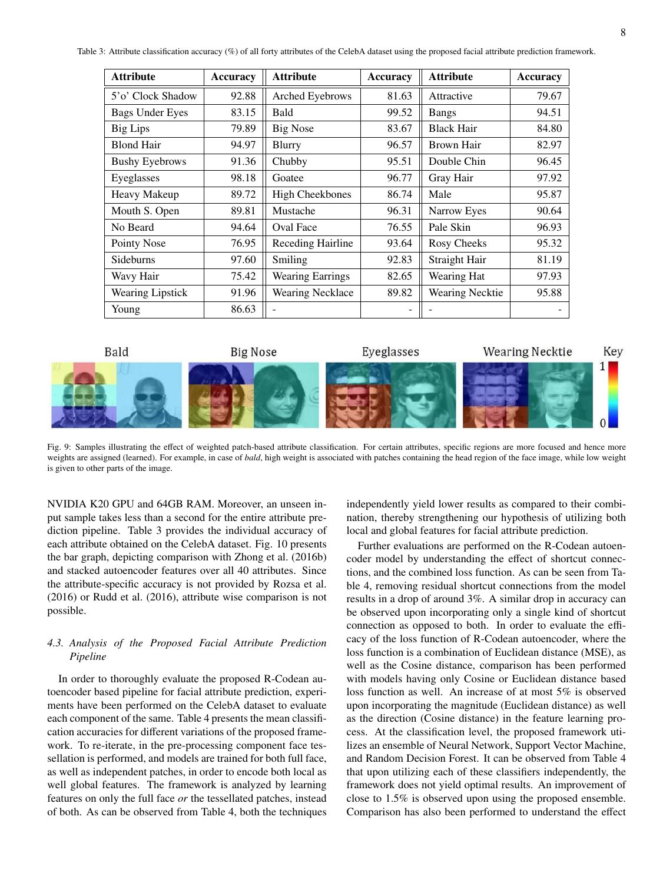Table 3: Attribute classification accuracy (%) of all forty attributes of the CelebA dataset using the proposed facial attribute prediction framework.

| Attribute | Accuracy | Attribute | Accuracy | Attribute | Accuracy |
|---|---|---|---|---|---|
| 5'o' Clock Shadow | 92.88 | Arched Eyebrows | 81.63 | Attractive | 79.67 |
| Bags Under Eyes | 83.15 | Bald | 99.52 | Bangs | 94.51 |
| Big Lips | 79.89 | Big Nose | 83.67 | Black Hair | 84.80 |
| Blond Hair | 94.97 | Blurry | 96.57 | Brown Hair | 82.97 |
| Bushy Eyebrows | 91.36 | Chubby | 95.51 | Double Chin | 96.45 |
| Eyeglasses | 98.18 | Goatee | 96.77 | Gray Hair | 97.92 |
| Heavy Makeup | 89.72 | High Cheekbones | 86.74 | Male | 95.87 |
| Mouth S. Open | 89.81 | Mustache | 96.31 | Narrow Eyes | 90.64 |
| No Beard | 94.64 | Oval Face | 76.55 | Pale Skin | 96.93 |
| Pointy Nose | 76.95 | Receding Hairline | 93.64 | Rosy Cheeks | 95.32 |
| Sideburns | 97.60 | Smiling | 92.83 | Straight Hair | 81.19 |
| Wavy Hair | 75.42 | Wearing Earrings | 82.65 | Wearing Hat | 97.93 |
| Wearing Lipstick | 91.96 | Wearing Necklace | 89.82 | Wearing Necktie | 95.88 |
| Young | 86.63 | - | - | - | - |

Fig. 9: Samples illustrating the effect of weighted patch-based attribute classification. For certain attributes, specific regions are more focused and hence more weights are assigned (learned). For example, in case of *bald*, high weight is associated with patches containing the head region of the face image, while low weight is given to other parts of the image.

NVIDIA K20 GPU and 64GB RAM. Moreover, an unseen input sample takes less than a second for the entire attribute prediction pipeline. Table 3 provides the individual accuracy of each attribute obtained on the CelebA dataset. Fig. 10 presents the bar graph, depicting comparison with Zhong et al. (2016b) and stacked autoencoder features over all 40 attributes. Since the attribute-specific accuracy is not provided by Rozsa et al. (2016) or Rudd et al. (2016), attribute wise comparison is not possible.

### 4.3. Analysis of the Proposed Facial Attribute Prediction Pipeline

In order to thoroughly evaluate the proposed R-Codean autoencoder based pipeline for facial attribute prediction, experiments have been performed on the CelebA dataset to evaluate each component of the same. Table 4 presents the mean classification accuracies for different variations of the proposed framework. To re-iterate, in the pre-processing component face tessellation is performed, and models are trained for both full face, as well as independent patches, in order to encode both local as well global features. The framework is analyzed by learning features on only the full face *or* the tessellated patches, instead of both. As can be observed from Table 4, both the techniques independently yield lower results as compared to their combination, thereby strengthening our hypothesis of utilizing both local and global features for facial attribute prediction.

Further evaluations are performed on the R-Codean autoencoder model by understanding the effect of shortcut connections, and the combined loss function. As can be seen from Table 4, removing residual shortcut connections from the model results in a drop of around 3%. A similar drop in accuracy can be observed upon incorporating only a single kind of shortcut connection as opposed to both. In order to evaluate the efficacy of the loss function of R-Codean autoencoder, where the loss function is a combination of Euclidean distance (MSE), as well as the Cosine distance, comparison has been performed with models having only Cosine or Euclidean distance based loss function as well. An increase of at most 5% is observed upon incorporating the magnitude (Euclidean distance) as well as the direction (Cosine distance) in the feature learning process. At the classification level, the proposed framework utilizes an ensemble of Neural Network, Support Vector Machine, and Random Decision Forest. It can be observed from Table 4 that upon utilizing each of these classifiers independently, the framework does not yield optimal results. An improvement of close to 1.5% is observed upon using the proposed ensemble. Comparison has also been performed to understand the effect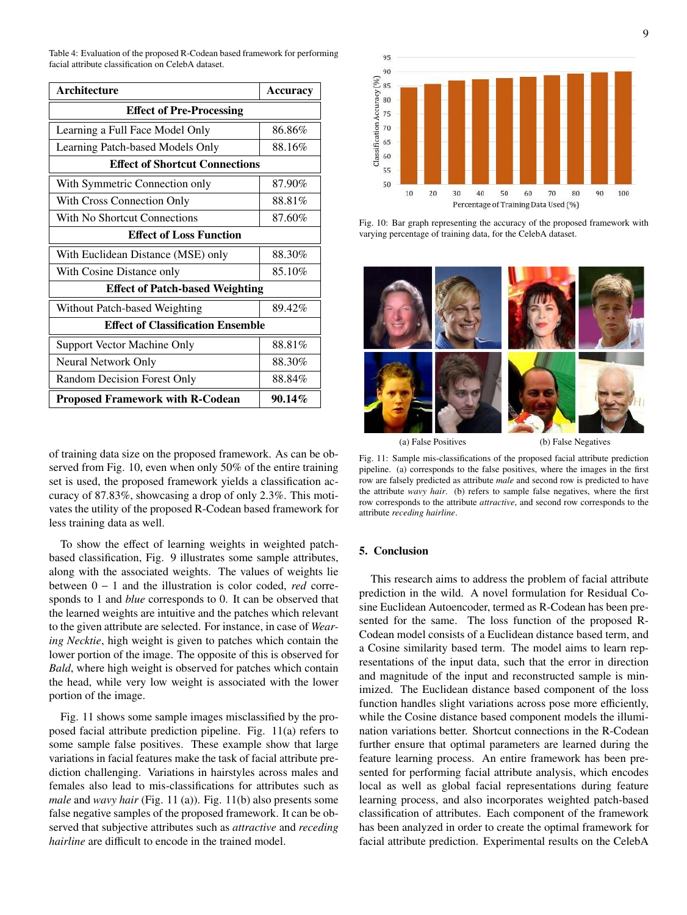Table 4: Evaluation of the proposed R-Codean based framework for performing facial attribute classification on CelebA dataset.

| Architecture | Accuracy |
|---|---|
| **Effect of Pre-Processing** | |
| Learning a Full Face Model Only | 86.86% |
| Learning Patch-based Models Only | 88.16% |
| **Effect of Shortcut Connections** | |
| With Symmetric Connection only | 87.90% |
| With Cross Connection Only | 88.81% |
| With No Shortcut Connections | 87.60% |
| **Effect of Loss Function** | |
| With Euclidean Distance (MSE) only | 88.30% |
| With Cosine Distance only | 85.10% |
| **Effect of Patch-based Weighting** | |
| Without Patch-based Weighting | 89.42% |
| **Effect of Classification Ensemble** | |
| Support Vector Machine Only | 88.81% |
| Neural Network Only | 88.30% |
| Random Decision Forest Only | 88.84% |
| **Proposed Framework with R-Codean** | **90.14%** |

of training data size on the proposed framework. As can be observed from Fig. 10, even when only 50% of the entire training set is used, the proposed framework yields a classification accuracy of 87.83%, showcasing a drop of only 2.3%. This motivates the utility of the proposed R-Codean based framework for less training data as well.

To show the effect of learning weights in weighted patch-based classification, Fig. 9 illustrates some sample attributes, along with the associated weights. The values of weights lie between 0 − 1 and the illustration is color coded, *red* corresponds to 1 and *blue* corresponds to 0. It can be observed that the learned weights are intuitive and the patches which relevant to the given attribute are selected. For instance, in case of *Wearing Necktie*, high weight is given to patches which contain the lower portion of the image. The opposite of this is observed for *Bald*, where high weight is observed for patches which contain the head, while very low weight is associated with the lower portion of the image.

Fig. 11 shows some sample images misclassified by the proposed facial attribute prediction pipeline. Fig. 11(a) refers to some sample false positives. These example show that large variations in facial features make the task of facial attribute prediction challenging. Variations in hairstyles across males and females also lead to mis-classifications for attributes such as *male* and *wavy hair* (Fig. 11 (a)). Fig. 11(b) also presents some false negative samples of the proposed framework. It can be observed that subjective attributes such as *attractive* and *receding hairline* are difficult to encode in the trained model.

Fig. 10: Bar graph representing the accuracy of the proposed framework with varying percentage of training data, for the CelebA dataset.

(a) False Positives (b) False Negatives

Fig. 11: Sample mis-classifications of the proposed facial attribute prediction pipeline. (a) corresponds to the false positives, where the images in the first row are falsely predicted as attribute *male* and second row is predicted to have the attribute *wavy hair*. (b) refers to sample false negatives, where the first row corresponds to the attribute *attractive*, and second row corresponds to the attribute *receding hairline*.

## 5. Conclusion

This research aims to address the problem of facial attribute prediction in the wild. A novel formulation for Residual Cosine Euclidean Autoencoder, termed as R-Codean has been presented for the same. The loss function of the proposed R-Codean model consists of a Euclidean distance based term, and a Cosine similarity based term. The model aims to learn representations of the input data, such that the error in direction and magnitude of the input and reconstructed sample is minimized. The Euclidean distance based component of the loss function handles slight variations across pose more efficiently, while the Cosine distance based component models the illumination variations better. Shortcut connections in the R-Codean further ensure that optimal parameters are learned during the feature learning process. An entire framework has been presented for performing facial attribute analysis, which encodes local as well as global facial representations during feature learning process, and also incorporates weighted patch-based classification of attributes. Each component of the framework has been analyzed in order to create the optimal framework for facial attribute prediction. Experimental results on the CelebA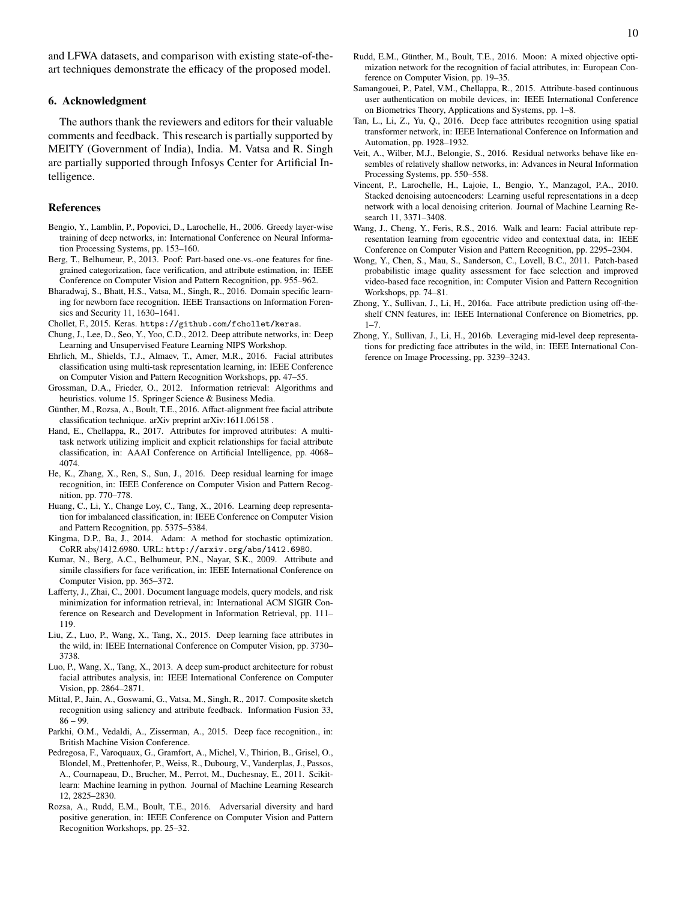and LFWA datasets, and comparison with existing state-of-the-art techniques demonstrate the efficacy of the proposed model.

## 6. Acknowledgment

The authors thank the reviewers and editors for their valuable comments and feedback. This research is partially supported by MEITY (Government of India), India. M. Vatsa and R. Singh are partially supported through Infosys Center for Artificial Intelligence.

## References

Bengio, Y., Lamblin, P., Popovici, D., Larochelle, H., 2006. Greedy layer-wise training of deep networks, in: International Conference on Neural Information Processing Systems, pp. 153–160.

Berg, T., Belhumeur, P., 2013. Poof: Part-based one-vs.-one features for fine-grained categorization, face verification, and attribute estimation, in: IEEE Conference on Computer Vision and Pattern Recognition, pp. 955–962.

Bharadwaj, S., Bhatt, H.S., Vatsa, M., Singh, R., 2016. Domain specific learning for newborn face recognition. IEEE Transactions on Information Forensics and Security 11, 1630–1641.

Chollet, F., 2015. Keras. https://github.com/fchollet/keras.

Chung, J., Lee, D., Seo, Y., Yoo, C.D., 2012. Deep attribute networks, in: Deep Learning and Unsupervised Feature Learning NIPS Workshop.

Ehrlich, M., Shields, T.J., Almaev, T., Amer, M.R., 2016. Facial attributes classification using multi-task representation learning, in: IEEE Conference on Computer Vision and Pattern Recognition Workshops, pp. 47–55.

Grossman, D.A., Frieder, O., 2012. Information retrieval: Algorithms and heuristics. volume 15. Springer Science & Business Media.

Günther, M., Rozsa, A., Boult, T.E., 2016. Affact-alignment free facial attribute classification technique. arXiv preprint arXiv:1611.06158 .

Hand, E., Chellappa, R., 2017. Attributes for improved attributes: A multi-task network utilizing implicit and explicit relationships for facial attribute classification, in: AAAI Conference on Artificial Intelligence, pp. 4068–4074.

He, K., Zhang, X., Ren, S., Sun, J., 2016. Deep residual learning for image recognition, in: IEEE Conference on Computer Vision and Pattern Recognition, pp. 770–778.

Huang, C., Li, Y., Change Loy, C., Tang, X., 2016. Learning deep representation for imbalanced classification, in: IEEE Conference on Computer Vision and Pattern Recognition, pp. 5375–5384.

Kingma, D.P., Ba, J., 2014. Adam: A method for stochastic optimization. CoRR abs/1412.6980. URL: http://arxiv.org/abs/1412.6980.

Kumar, N., Berg, A.C., Belhumeur, P.N., Nayar, S.K., 2009. Attribute and simile classifiers for face verification, in: IEEE International Conference on Computer Vision, pp. 365–372.

Lafferty, J., Zhai, C., 2001. Document language models, query models, and risk minimization for information retrieval, in: International ACM SIGIR Conference on Research and Development in Information Retrieval, pp. 111–119.

Liu, Z., Luo, P., Wang, X., Tang, X., 2015. Deep learning face attributes in the wild, in: IEEE International Conference on Computer Vision, pp. 3730–3738.

Luo, P., Wang, X., Tang, X., 2013. A deep sum-product architecture for robust facial attributes analysis, in: IEEE International Conference on Computer Vision, pp. 2864–2871.

Mittal, P., Jain, A., Goswami, G., Vatsa, M., Singh, R., 2017. Composite sketch recognition using saliency and attribute feedback. Information Fusion 33, 86 – 99.

Parkhi, O.M., Vedaldi, A., Zisserman, A., 2015. Deep face recognition., in: British Machine Vision Conference.

Pedregosa, F., Varoquaux, G., Gramfort, A., Michel, V., Thirion, B., Grisel, O., Blondel, M., Prettenhofer, P., Weiss, R., Dubourg, V., Vanderplas, J., Passos, A., Cournapeau, D., Brucher, M., Perrot, M., Duchesnay, E., 2011. Scikit-learn: Machine learning in python. Journal of Machine Learning Research 12, 2825–2830.

Rozsa, A., Rudd, E.M., Boult, T.E., 2016. Adversarial diversity and hard positive generation, in: IEEE Conference on Computer Vision and Pattern Recognition Workshops, pp. 25–32.

Rudd, E.M., Günther, M., Boult, T.E., 2016. Moon: A mixed objective optimization network for the recognition of facial attributes, in: European Conference on Computer Vision, pp. 19–35.

Samangouei, P., Patel, V.M., Chellappa, R., 2015. Attribute-based continuous user authentication on mobile devices, in: IEEE International Conference on Biometrics Theory, Applications and Systems, pp. 1–8.

Tan, L., Li, Z., Yu, Q., 2016. Deep face attributes recognition using spatial transformer network, in: IEEE International Conference on Information and Automation, pp. 1928–1932.

Veit, A., Wilber, M.J., Belongie, S., 2016. Residual networks behave like ensembles of relatively shallow networks, in: Advances in Neural Information Processing Systems, pp. 550–558.

Vincent, P., Larochelle, H., Lajoie, I., Bengio, Y., Manzagol, P.A., 2010. Stacked denoising autoencoders: Learning useful representations in a deep network with a local denoising criterion. Journal of Machine Learning Research 11, 3371–3408.

Wang, J., Cheng, Y., Feris, R.S., 2016. Walk and learn: Facial attribute representation learning from egocentric video and contextual data, in: IEEE Conference on Computer Vision and Pattern Recognition, pp. 2295–2304.

Wong, Y., Chen, S., Mau, S., Sanderson, C., Lovell, B.C., 2011. Patch-based probabilistic image quality assessment for face selection and improved video-based face recognition, in: Computer Vision and Pattern Recognition Workshops, pp. 74–81.

Zhong, Y., Sullivan, J., Li, H., 2016a. Face attribute prediction using off-the-shelf CNN features, in: IEEE International Conference on Biometrics, pp. 1–7.

Zhong, Y., Sullivan, J., Li, H., 2016b. Leveraging mid-level deep representations for predicting face attributes in the wild, in: IEEE International Conference on Image Processing, pp. 3239–3243.